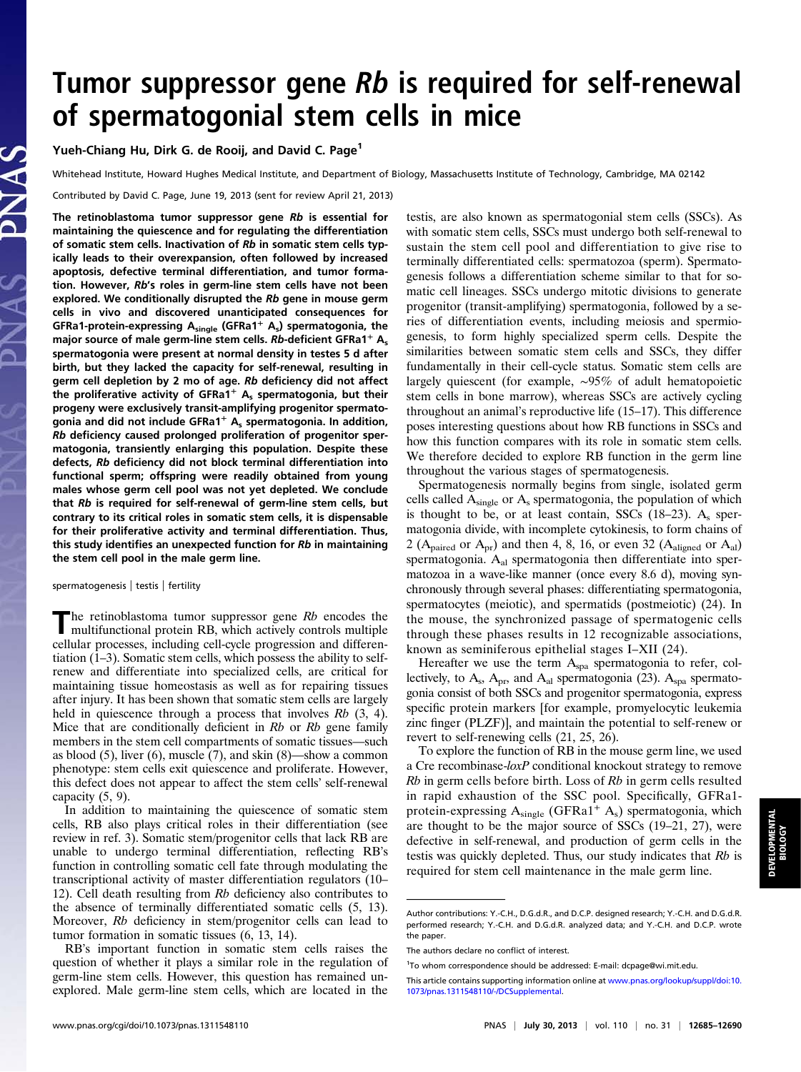# Tumor suppressor gene *Rb* is required for self-renewal of spermatogonial stem cells in mice

Yueh-Chiang Hu, Dirk G. de Rooij, and David C. Page[1]

Whitehead Institute, Howard Hughes Medical Institute, and Department of Biology, Massachusetts Institute of Technology, Cambridge, MA 02142

Contributed by David C. Page, June 19, 2013 (sent for review April 21, 2013)

**The retinoblastoma tumor suppressor gene *Rb* is essential for maintaining the quiescence and for regulating the differentiation of somatic stem cells. Inactivation of *Rb* in somatic stem cells typically leads to their overexpansion, often followed by increased apoptosis, defective terminal differentiation, and tumor formation. However, *Rb*'s roles in germ-line stem cells have not been explored. We conditionally disrupted the *Rb* gene in mouse germ cells in vivo and discovered unanticipated consequences for GFRa1-protein-expressing $A_{single}$ (GFRa1$^+$ $A_s$) spermatogonia, the major source of male germ-line stem cells. *Rb*-deficient GFRa1$^+$ $A_s$ spermatogonia were present at normal density in testes 5 d after birth, but they lacked the capacity for self-renewal, resulting in germ cell depletion by 2 mo of age. *Rb* deficiency did not affect the proliferative activity of GFRa1$^+$ $A_s$ spermatogonia, but their progeny were exclusively transit-amplifying progenitor spermatogonia and did not include GFRa1$^+$ $A_s$ spermatogonia. In addition, *Rb* deficiency caused prolonged proliferation of progenitor spermatogonia, transiently enlarging this population. Despite these defects, *Rb* deficiency did not block terminal differentiation into functional sperm; offspring were readily obtained from young males whose germ cell pool was not yet depleted. We conclude that *Rb* is required for self-renewal of germ-line stem cells, but contrary to its critical roles in somatic stem cells, it is dispensable for their proliferative activity and terminal differentiation. Thus, this study identifies an unexpected function for *Rb* in maintaining the stem cell pool in the male germ line.**

spermatogenesis | testis | fertility

The retinoblastoma tumor suppressor gene *Rb* encodes the multifunctional protein RB, which actively controls multiple cellular processes, including cell-cycle progression and differentiation (1–3). Somatic stem cells, which possess the ability to self-renew and differentiate into specialized cells, are critical for maintaining tissue homeostasis as well as for repairing tissues after injury. It has been shown that somatic stem cells are largely held in quiescence through a process that involves *Rb* (3, 4). Mice that are conditionally deficient in *Rb* or *Rb* gene family members in the stem cell compartments of somatic tissues—such as blood (5), liver (6), muscle (7), and skin (8)—show a common phenotype: stem cells exit quiescence and proliferate. However, this defect does not appear to affect the stem cells' self-renewal capacity (5, 9).

In addition to maintaining the quiescence of somatic stem cells, RB also plays critical roles in their differentiation (see review in ref. 3). Somatic stem/progenitor cells that lack RB are unable to undergo terminal differentiation, reflecting RB's function in controlling somatic cell fate through modulating the transcriptional activity of master differentiation regulators (10–12). Cell death resulting from *Rb* deficiency also contributes to the absence of terminally differentiated somatic cells (5, 13). Moreover, *Rb* deficiency in stem/progenitor cells can lead to tumor formation in somatic tissues (6, 13, 14).

RB's important function in somatic stem cells raises the question of whether it plays a similar role in the regulation of germ-line stem cells. However, this question has remained unexplored. Male germ-line stem cells, which are located in the testis, are also known as spermatogonial stem cells (SSCs). As with somatic stem cells, SSCs must undergo both self-renewal to sustain the stem cell pool and differentiation to give rise to terminally differentiated cells: spermatozoa (sperm). Spermatogenesis follows a differentiation scheme similar to that for somatic cell lineages. SSCs undergo mitotic divisions to generate progenitor (transit-amplifying) spermatogonia, followed by a series of differentiation events, including meiosis and spermiogenesis, to form highly specialized sperm cells. Despite the similarities between somatic stem cells and SSCs, they differ fundamentally in their cell-cycle status. Somatic stem cells are largely quiescent (for example, ~95% of adult hematopoietic stem cells in bone marrow), whereas SSCs are actively cycling throughout an animal's reproductive life (15–17). This difference poses interesting questions about how RB functions in SSCs and how this function compares with its role in somatic stem cells. We therefore decided to explore RB function in the germ line throughout the various stages of spermatogenesis.

Spermatogenesis normally begins from single, isolated germ cells called $A_{single}$ or $A_s$ spermatogonia, the population of which is thought to be, or at least contain, SSCs (18–23). $A_s$ spermatogonia divide, with incomplete cytokinesis, to form chains of 2 ($A_{paired}$ or $A_{pr}$) and then 4, 8, 16, or even 32 ($A_{aligned}$ or $A_{al}$) spermatogonia. $A_{al}$ spermatogonia then differentiate into spermatozoa in a wave-like manner (once every 8.6 d), moving synchronously through several phases: differentiating spermatogonia, spermatocytes (meiotic), and spermatids (postmeiotic) (24). In the mouse, the synchronized passage of spermatogenic cells through these phases results in 12 recognizable associations, known as seminiferous epithelial stages I–XII (24).

Hereafter we use the term $A_{spa}$ spermatogonia to refer, collectively, to $A_s$, $A_{pr}$, and $A_{al}$ spermatogonia (23). $A_{spa}$ spermatogonia consist of both SSCs and progenitor spermatogonia, express specific protein markers [for example, promyelocytic leukemia zinc finger (PLZF)], and maintain the potential to self-renew or revert to self-renewing cells (21, 25, 26).

To explore the function of RB in the mouse germ line, we used a Cre recombinase-*loxP* conditional knockout strategy to remove *Rb* in germ cells before birth. Loss of *Rb* in germ cells resulted in rapid exhaustion of the SSC pool. Specifically, GFRa1-protein-expressing $A_{single}$ (GFRa1$^+$ $A_s$) spermatogonia, which are thought to be the major source of SSCs (19–21, 27), were defective in self-renewal, and production of germ cells in the testis was quickly depleted. Thus, our study indicates that *Rb* is required for stem cell maintenance in the male germ line.

Author contributions: Y.-C.H., D.G.d.R., and D.C.P. designed research; Y.-C.H. and D.G.d.R. performed research; Y.-C.H. and D.G.d.R. analyzed data; and Y.-C.H. and D.C.P. wrote the paper.

The authors declare no conflict of interest.

[1]To whom correspondence should be addressed: E-mail: dcpage@wi.mit.edu.

This article contains supporting information online at www.pnas.org/lookup/suppl/doi:10.1073/pnas.1311548110/-/DCSupplemental.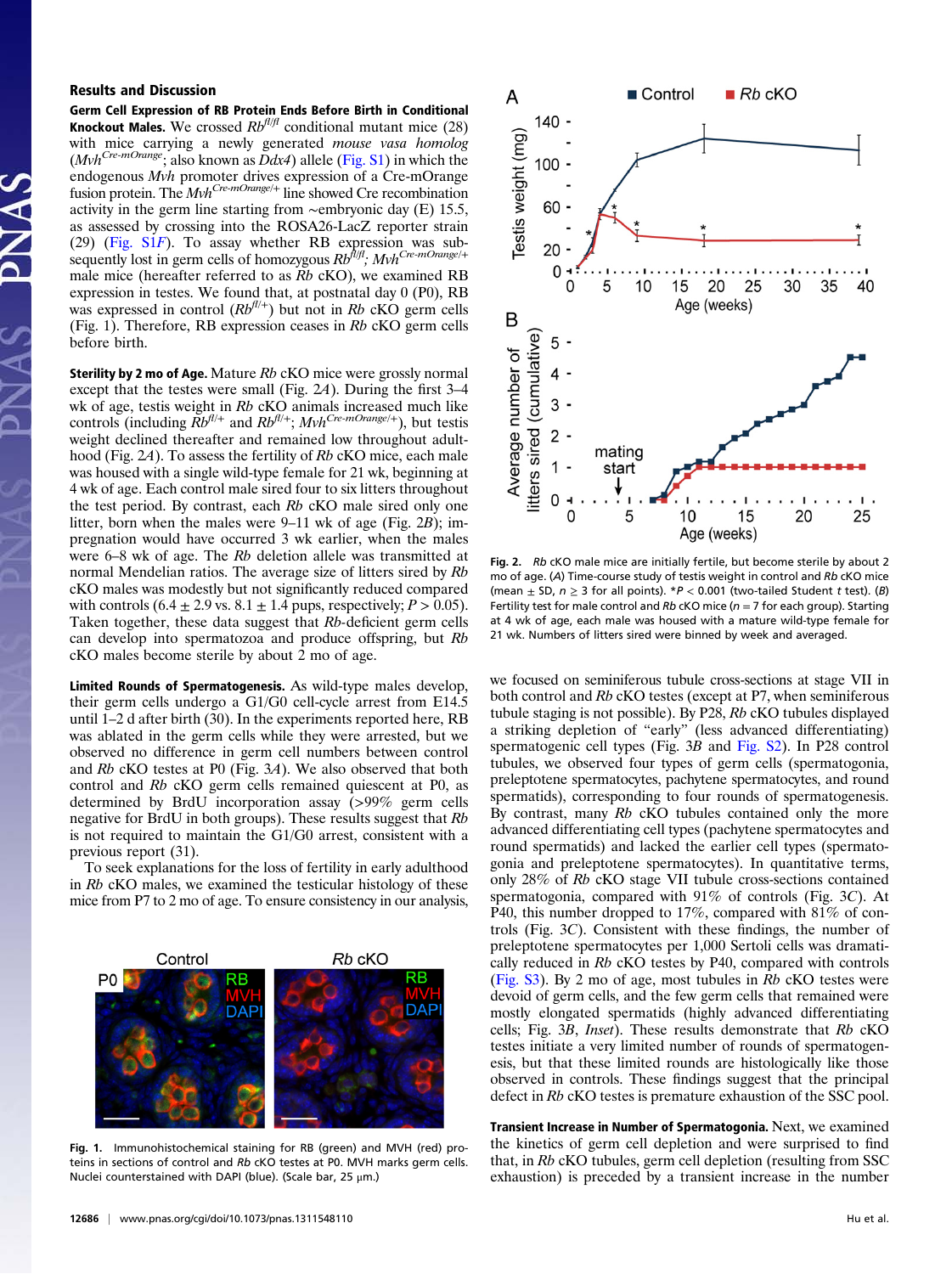## Results and Discussion

**Germ Cell Expression of RB Protein Ends Before Birth in Conditional Knockout Males.** We crossed $Rb^{fl/fl}$ conditional mutant mice (28) with mice carrying a newly generated *mouse vasa homolog* ($Mvh^{Cre\text{-}mOrange}$; also known as *Ddx4*) allele (Fig. S1) in which the endogenous *Mvh* promoter drives expression of a Cre-mOrange fusion protein. The $Mvh^{Cre\text{-}mOrange/+}$ line showed Cre recombination activity in the germ line starting from ∼embryonic day (E) 15.5, as assessed by crossing into the ROSA26-LacZ reporter strain (29) (Fig. S1*F*). To assay whether RB expression was subsequently lost in germ cells of homozygous $Rb^{fl/fl}$; $Mvh^{Cre\text{-}mOrange/+}$ male mice (hereafter referred to as *Rb* cKO), we examined RB expression in testes. We found that, at postnatal day 0 (P0), RB was expressed in control ($Rb^{fl/+}$) but not in *Rb* cKO germ cells (Fig. 1). Therefore, RB expression ceases in *Rb* cKO germ cells before birth.

Fig. 1. Immunohistochemical staining for RB (green) and MVH (red) proteins in sections of control and *Rb* cKO testes at P0. MVH marks germ cells. Nuclei counterstained with DAPI (blue). (Scale bar, 25 μm.)

**Sterility by 2 mo of Age.** Mature *Rb* cKO mice were grossly normal except that the testes were small (Fig. 2*A*). During the first 3–4 wk of age, testis weight in *Rb* cKO animals increased much like controls (including $Rb^{fl/+}$ and $Rb^{fl/+}$; $Mvh^{Cre\text{-}mOrange/+}$), but testis weight declined thereafter and remained low throughout adulthood (Fig. 2*A*). To assess the fertility of *Rb* cKO mice, each male was housed with a single wild-type female for 21 wk, beginning at 4 wk of age. Each control male sired four to six litters throughout the test period. By contrast, each *Rb* cKO male sired only one litter, born when the males were 9–11 wk of age (Fig. 2*B*); impregnation would have occurred 3 wk earlier, when the males were 6–8 wk of age. The *Rb* deletion allele was transmitted at normal Mendelian ratios. The average size of litters sired by *Rb* cKO males was modestly but not significantly reduced compared with controls (6.4 ± 2.9 vs. 8.1 ± 1.4 pups, respectively; $P > 0.05$). Taken together, these data suggest that *Rb*-deficient germ cells can develop into spermatozoa and produce offspring, but *Rb* cKO males become sterile by about 2 mo of age.

**Limited Rounds of Spermatogenesis.** As wild-type males develop, their germ cells undergo a G1/G0 cell-cycle arrest from E14.5 until 1–2 d after birth (30). In the experiments reported here, RB was ablated in the germ cells while they were arrested, but we observed no difference in germ cell numbers between control and *Rb* cKO testes at P0 (Fig. 3*A*). We also observed that both control and *Rb* cKO germ cells remained quiescent at P0, as determined by BrdU incorporation assay (>99% germ cells negative for BrdU in both groups). These results suggest that *Rb* is not required to maintain the G1/G0 arrest, consistent with a previous report (31).

To seek explanations for the loss of fertility in early adulthood in *Rb* cKO males, we examined the testicular histology of these mice from P7 to 2 mo of age. To ensure consistency in our analysis, we focused on seminiferous tubule cross-sections at stage VII in both control and *Rb* cKO testes (except at P7, when seminiferous tubule staging is not possible). By P28, *Rb* cKO tubules displayed a striking depletion of "early" (less advanced differentiating) spermatogenic cell types (Fig. 3*B* and Fig. S2). In P28 control tubules, we observed four types of germ cells (spermatogonia, preleptotene spermatocytes, pachytene spermatocytes, and round spermatids), corresponding to four rounds of spermatogenesis. By contrast, many *Rb* cKO tubules contained only the more advanced differentiating cell types (pachytene spermatocytes and round spermatids) and lacked the earlier cell types (spermatogonia and preleptotene spermatocytes). In quantitative terms, only 28% of *Rb* cKO stage VII tubule cross-sections contained spermatogonia, compared with 91% of controls (Fig. 3*C*). At P40, this number dropped to 17%, compared with 81% of controls (Fig. 3*C*). Consistent with these findings, the number of preleptotene spermatocytes per 1,000 Sertoli cells was dramatically reduced in *Rb* cKO testes by P40, compared with controls (Fig. S3). By 2 mo of age, most tubules in *Rb* cKO testes were devoid of germ cells, and the few germ cells that remained were mostly elongated spermatids (highly advanced differentiating cells; Fig. 3*B*, *Inset*). These results demonstrate that *Rb* cKO testes initiate a very limited number of rounds of spermatogenesis, but that these limited rounds are histologically like those observed in controls. These findings suggest that the principal defect in *Rb* cKO testes is premature exhaustion of the SSC pool.

Fig. 2. *Rb* cKO male mice are initially fertile, but become sterile by about 2 mo of age. (*A*) Time-course study of testis weight in control and *Rb* cKO mice (mean ± SD, $n \geq 3$ for all points). \*$P < 0.001$ (two-tailed Student *t* test). (*B*) Fertility test for male control and *Rb* cKO mice ($n = 7$ for each group). Starting at 4 wk of age, each male was housed with a mature wild-type female for 21 wk. Numbers of litters sired were binned by week and averaged.

**Transient Increase in Number of Spermatogonia.** Next, we examined the kinetics of germ cell depletion and were surprised to find that, in *Rb* cKO tubules, germ cell depletion (resulting from SSC exhaustion) is preceded by a transient increase in the number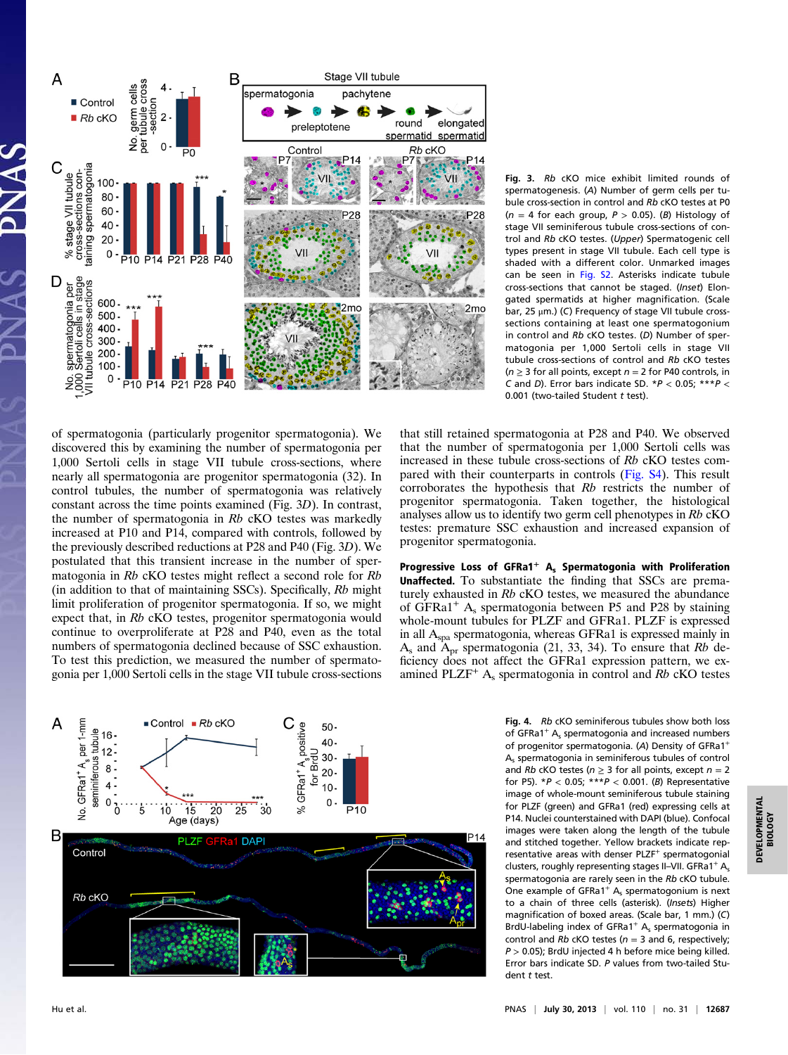**Fig. 3.** *Rb* cKO mice exhibit limited rounds of spermatogenesis. (*A*) Number of germ cells per tubule cross-section in control and *Rb* cKO testes at P0 ($n$ = 4 for each group, $P$ > 0.05). (*B*) Histology of stage VII seminiferous tubule cross-sections of control and *Rb* cKO testes. (*Upper*) Spermatogenic cell types present in stage VII tubule. Each cell type is shaded with a different color. Unmarked images can be seen in Fig. S2. Asterisks indicate tubule cross-sections that cannot be staged. (*Inset*) Elongated spermatids at higher magnification. (Scale bar, 25 μm.) (*C*) Frequency of stage VII tubule cross-sections containing at least one spermatogonium in control and *Rb* cKO testes. (*D*) Number of spermatogonia per 1,000 Sertoli cells in stage VII tubule cross-sections of control and *Rb* cKO testes ($n \geq 3$ for all points, except $n$ = 2 for P40 controls, in *C* and *D*). Error bars indicate SD. \*$P$ < 0.05; \*\*\*$P$ < 0.001 (two-tailed Student $t$ test).

of spermatogonia (particularly progenitor spermatogonia). We discovered this by examining the number of spermatogonia per 1,000 Sertoli cells in stage VII tubule cross-sections, where nearly all spermatogonia are progenitor spermatogonia (32). In control tubules, the number of spermatogonia was relatively constant across the time points examined (Fig. 3*D*). In contrast, the number of spermatogonia in *Rb* cKO testes was markedly increased at P10 and P14, compared with controls, followed by the previously described reductions at P28 and P40 (Fig. 3*D*). We postulated that this transient increase in the number of spermatogonia in *Rb* cKO testes might reflect a second role for *Rb* (in addition to that of maintaining SSCs). Specifically, *Rb* might limit proliferation of progenitor spermatogonia. If so, we might expect that, in *Rb* cKO testes, progenitor spermatogonia would continue to overproliferate at P28 and P40, even as the total numbers of spermatogonia declined because of SSC exhaustion. To test this prediction, we measured the number of spermatogonia per 1,000 Sertoli cells in the stage VII tubule cross-sections that still retained spermatogonia at P28 and P40. We observed that the number of spermatogonia per 1,000 Sertoli cells was increased in these tubule cross-sections of *Rb* cKO testes compared with their counterparts in controls (Fig. S4). This result corroborates the hypothesis that *Rb* restricts the number of progenitor spermatogonia. Taken together, the histological analyses allow us to identify two germ cell phenotypes in *Rb* cKO testes: premature SSC exhaustion and increased expansion of progenitor spermatogonia.

**Progressive Loss of GFRa1$^{+}$ $A_s$ Spermatogonia with Proliferation Unaffected.** To substantiate the finding that SSCs are prematurely exhausted in *Rb* cKO testes, we measured the abundance of GFRa1$^{+}$ $A_s$ spermatogonia between P5 and P28 by staining whole-mount tubules for PLZF and GFRa1. PLZF is expressed in all $A_{spa}$ spermatogonia, whereas GFRa1 is expressed mainly in $A_s$ and $A_{pr}$ spermatogonia (21, 33, 34). To ensure that *Rb* deficiency does not affect the GFRa1 expression pattern, we examined PLZF$^{+}$ $A_s$ spermatogonia in control and *Rb* cKO testes

**Fig. 4.** *Rb* cKO seminiferous tubules show both loss of GFRa1$^{+}$ $A_s$ spermatogonia and increased numbers of progenitor spermatogonia. (*A*) Density of GFRa1$^{+}$ $A_s$ spermatogonia in seminiferous tubules of control and *Rb* cKO testes ($n \geq 3$ for all points, except $n$ = 2 for P5). \*$P$ < 0.05; \*\*\*$P$ < 0.001. (*B*) Representative image of whole-mount seminiferous tubule staining for PLZF (green) and GFRa1 (red) expressing cells at P14. Nuclei counterstained with DAPI (blue). Confocal images were taken along the length of the tubule and stitched together. Yellow brackets indicate representative areas with denser PLZF$^{+}$ spermatogonial clusters, roughly representing stages II–VII. GFRa1$^{+}$ $A_s$ spermatogonia are rarely seen in the *Rb* cKO tubule. One example of GFRa1$^{+}$ $A_s$ spermatogonium is next to a chain of three cells (asterisk). (*Insets*) Higher magnification of boxed areas. (Scale bar, 1 mm.) (*C*) BrdU-labeling index of GFRa1$^{+}$ $A_s$ spermatogonium in control and *Rb* cKO testes ($n$ = 3 and 6, respectively; $P$ > 0.05); BrdU injected 4 h before mice being killed. Error bars indicate SD. $P$ values from two-tailed Student $t$ test.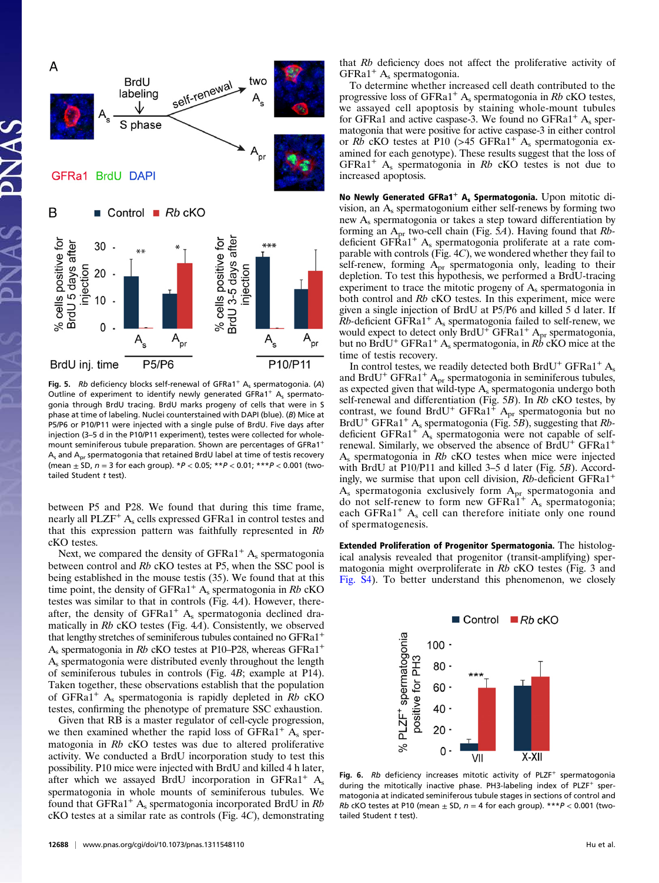**Fig. 5.** *Rb* deficiency blocks self-renewal of GFRa1$^+$ $A_s$ spermatogonia. (*A*) Outline of experiment to identify newly generated GFRa1$^+$ $A_s$ spermatogonia through BrdU tracing. BrdU marks progeny of cells that were in S phase at time of labeling. Nuclei counterstained with DAPI (blue). (*B*) Mice at P5/P6 or P10/P11 were injected with a single pulse of BrdU. Five days after injection (3–5 d in the P10/P11 experiment), testes were collected for whole-mount seminiferous tubule preparation. Shown are percentages of GFRa1$^+$ $A_s$ and $A_{pr}$ spermatogonia that retained BrdU label at time of testis recovery (mean ± SD, $n = 3$ for each group). \*$P < 0.05$; \*\*$P < 0.01$; \*\*\*$P < 0.001$ (two-tailed Student *t* test).

between P5 and P28. We found that during this time frame, nearly all PLZF$^+$ $A_s$ cells expressed GFRa1 in control testes and that this expression pattern was faithfully represented in *Rb* cKO testes.

Next, we compared the density of GFRa1$^+$ $A_s$ spermatogonia between control and *Rb* cKO testes at P5, when the SSC pool is being established in the mouse testis (35). We found that at this time point, the density of GFRa1$^+$ $A_s$ spermatogonia in *Rb* cKO testes was similar to that in controls (Fig. 4*A*). However, thereafter, the density of GFRa1$^+$ $A_s$ spermatogonia declined dramatically in *Rb* cKO testes (Fig. 4*A*). Consistently, we observed that lengthy stretches of seminiferous tubules contained no GFRa1$^+$ $A_s$ spermatogonia in *Rb* cKO testes at P10–P28, whereas GFRa1$^+$ $A_s$ spermatogonia were distributed evenly throughout the length of seminiferous tubules in controls (Fig. 4*B*; example at P14). Taken together, these observations establish that the population of GFRa1$^+$ $A_s$ spermatogonia is rapidly depleted in *Rb* cKO testes, confirming the phenotype of premature SSC exhaustion.

Given that RB is a master regulator of cell-cycle progression, we then examined whether the rapid loss of GFRa1$^+$ $A_s$ spermatogonia in *Rb* cKO testes was due to altered proliferative activity. We conducted a BrdU incorporation study to test this possibility. P10 mice were injected with BrdU and killed 4 h later, after which we assayed BrdU incorporation in GFRa1$^+$ $A_s$ spermatogonia in whole mounts of seminiferous tubules. We found that GFRa1$^+$ $A_s$ spermatogonia incorporated BrdU in *Rb* cKO testes at a similar rate as controls (Fig. 4*C*), demonstrating that *Rb* deficiency does not affect the proliferative activity of GFRa1$^+$ $A_s$ spermatogonia.

To determine whether increased cell death contributed to the progressive loss of GFRa1$^+$ $A_s$ spermatogonia in *Rb* cKO testes, we assayed cell apoptosis by staining whole-mount tubules for GFRa1 and active caspase-3. We found no GFRa1$^+$ $A_s$ spermatogonia that were positive for active caspase-3 in either control or *Rb* cKO testes at P10 (>45 GFRa1$^+$ $A_s$ spermatogonia examined for each genotype). These results suggest that the loss of GFRa1$^+$ $A_s$ spermatogonia in *Rb* cKO testes is not due to increased apoptosis.

**No Newly Generated GFRa1$^+$ $A_s$ Spermatogonia.** Upon mitotic division, an $A_s$ spermatogonium either self-renews by forming two new $A_s$ spermatogonia or takes a step toward differentiation by forming an $A_{pr}$ two-cell chain (Fig. 5*A*). Having found that *Rb*-deficient GFRa1$^+$ $A_s$ spermatogonia proliferate at a rate comparable with controls (Fig. 4*C*), we wondered whether they fail to self-renew, forming $A_{pr}$ spermatogonia only, leading to their depletion. To test this hypothesis, we performed a BrdU-tracing experiment to trace the mitotic progeny of $A_s$ spermatogonia in both control and *Rb* cKO testes. In this experiment, mice were given a single injection of BrdU at P5/P6 and killed 5 d later. If *Rb*-deficient GFRa1$^+$ $A_s$ spermatogonia failed to self-renew, we would expect to detect only BrdU$^+$ GFRa1$^+$ $A_{pr}$ spermatogonia, but no BrdU$^+$ GFRa1$^+$ $A_s$ spermatogonia, in *Rb* cKO mice at the time of testis recovery.

In control testes, we readily detected both BrdU$^+$ GFRa1$^+$ $A_s$ and BrdU$^+$ GFRa1$^+$ $A_{pr}$ spermatogonia in seminiferous tubules, as expected given that wild-type $A_s$ spermatogonia undergo both self-renewal and differentiation (Fig. 5*B*). In *Rb* cKO testes, by contrast, we found BrdU$^+$ GFRa1$^+$ $A_{pr}$ spermatogonia but no BrdU$^+$ GFRa1$^+$ $A_s$ spermatogonia (Fig. 5*B*), suggesting that *Rb*-deficient GFRa1$^+$ $A_s$ spermatogonia were not capable of self-renewal. Similarly, we observed the absence of BrdU$^+$ GFRa1$^+$ $A_s$ spermatogonia in *Rb* cKO testes when mice were injected with BrdU at P10/P11 and killed 3–5 d later (Fig. 5*B*). Accordingly, we surmise that upon cell division, *Rb*-deficient GFRa1$^+$ $A_s$ spermatogonia exclusively form $A_{pr}$ spermatogonia and do not self-renew to form new GFRa1$^+$ $A_s$ spermatogonia; each GFRa1$^+$ $A_s$ cell can therefore initiate only one round of spermatogenesis.

**Extended Proliferation of Progenitor Spermatogonia.** The histological analysis revealed that progenitor (transit-amplifying) spermatogonia might overproliferate in *Rb* cKO testes (Fig. 3 and Fig. S4). To better understand this phenomenon, we closely

**Fig. 6.** *Rb* deficiency increases mitotic activity of PLZF$^+$ spermatogonia during the mitotically inactive phase. PH3-labeling index of PLZF$^+$ spermatogonia at indicated seminiferous tubule stages in sections of control and *Rb* cKO testes at P10 (mean ± SD, $n = 4$ for each group). \*\*\*$P < 0.001$ (two-tailed Student *t* test).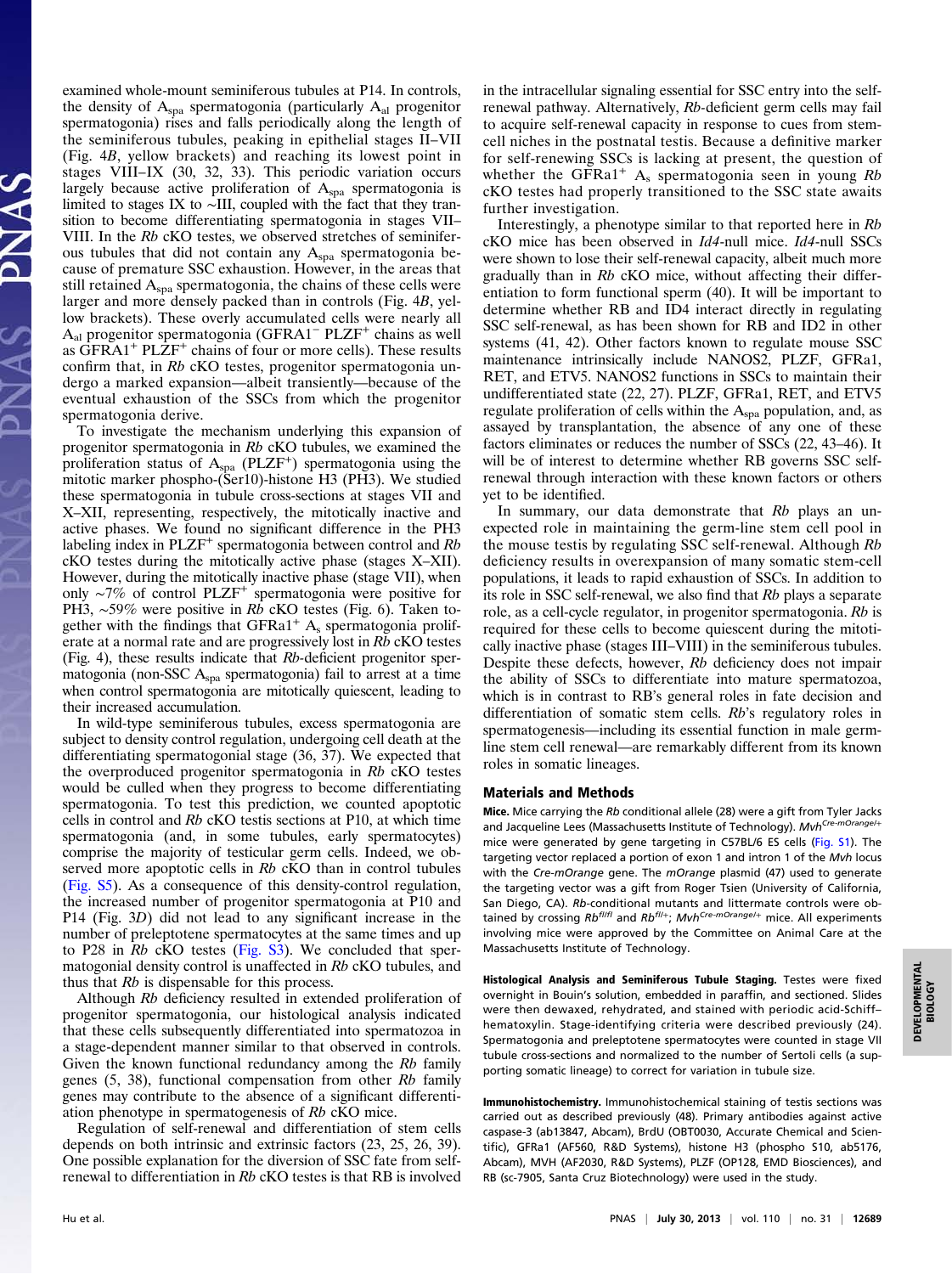examined whole-mount seminiferous tubules at P14. In controls, the density of $A_{spa}$ spermatogonia (particularly $A_{al}$ progenitor spermatogonia) rises and falls periodically along the length of the seminiferous tubules, peaking in epithelial stages II–VII (Fig. 4B, yellow brackets) and reaching its lowest point in stages VIII–IX (30, 32, 33). This periodic variation occurs largely because active proliferation of $A_{spa}$ spermatogonia is limited to stages IX to ∼III, coupled with the fact that they transition to become differentiating spermatogonia in stages VII–VIII. In the *Rb* cKO testes, we observed stretches of seminiferous tubules that did not contain any $A_{spa}$ spermatogonia because of premature SSC exhaustion. However, in the areas that still retained $A_{spa}$ spermatogonia, the chains of these cells were larger and more densely packed than in controls (Fig. 4B, yellow brackets). These overly accumulated cells were nearly all $A_{al}$ progenitor spermatogonia (GFRA1⁻ PLZF⁺ chains as well as GFRA1⁺ PLZF⁺ chains of four or more cells). These results confirm that, in *Rb* cKO testes, progenitor spermatogonia undergo a marked expansion—albeit transiently—because of the eventual exhaustion of the SSCs from which the progenitor spermatogonia derive.

To investigate the mechanism underlying this expansion of progenitor spermatogonia in *Rb* cKO tubules, we examined the proliferation status of $A_{spa}$ (PLZF⁺) spermatogonia using the mitotic marker phospho-(Ser10)-histone H3 (PH3). We studied these spermatogonia in tubule cross-sections at stages VII and X–XII, representing, respectively, the mitotically inactive and active phases. We found no significant difference in the PH3 labeling index in PLZF⁺ spermatogonia between control and *Rb* cKO testes during the mitotically active phase (stages X–XII). However, during the mitotically inactive phase (stage VII), when only ∼7% of control PLZF⁺ spermatogonia were positive for PH3, ∼59% were positive in *Rb* cKO testes (Fig. 6). Taken together with the findings that GFRa1⁺ $A_s$ spermatogonia proliferate at a normal rate and are progressively lost in *Rb* cKO testes (Fig. 4), these results indicate that *Rb*-deficient progenitor spermatogonia (non-SSC $A_{spa}$ spermatogonia) fail to arrest at a time when control spermatogonia are mitotically quiescent, leading to their increased accumulation.

In wild-type seminiferous tubules, excess spermatogonia are subject to density control regulation, undergoing cell death at the differentiating spermatogonial stage (36, 37). We expected that the overproduced progenitor spermatogonia in *Rb* cKO testes would be culled when they progress to become differentiating spermatogonia. To test this prediction, we counted apoptotic cells in control and *Rb* cKO testis sections at P10, at which time spermatogonia (and, in some tubules, early spermatocytes) comprise the majority of testicular germ cells. Indeed, we observed more apoptotic cells in *Rb* cKO than in control tubules (Fig. S5). As a consequence of this density-control regulation, the increased number of progenitor spermatogonia at P10 and P14 (Fig. 3D) did not lead to any significant increase in the number of preleptotene spermatocytes at the same times and up to P28 in *Rb* cKO testes (Fig. S3). We concluded that spermatogonial density control is unaffected in *Rb* cKO tubules, and thus that *Rb* is dispensable for this process.

Although *Rb* deficiency resulted in extended proliferation of progenitor spermatogonia, our histological analysis indicated that these cells subsequently differentiated into spermatozoa in a stage-dependent manner similar to that observed in controls. Given the known functional redundancy among the *Rb* family genes (5, 38), functional compensation from other *Rb* family genes may contribute to the absence of a significant differentiation phenotype in spermatogenesis of *Rb* cKO mice.

Regulation of self-renewal and differentiation of stem cells depends on both intrinsic and extrinsic factors (23, 25, 26, 39). One possible explanation for the diversion of SSC fate from self-renewal to differentiation in *Rb* cKO testes is that RB is involved in the intracellular signaling essential for SSC entry into the self-renewal pathway. Alternatively, *Rb*-deficient germ cells may fail to acquire self-renewal capacity in response to cues from stem-cell niches in the postnatal testis. Because a definitive marker for self-renewing SSCs is lacking at present, the question of whether the GFRa1⁺ $A_s$ spermatogonia seen in young *Rb* cKO testes had properly transitioned to the SSC state awaits further investigation.

Interestingly, a phenotype similar to that reported here in *Rb* cKO mice has been observed in *Id4*-null mice. *Id4*-null SSCs were shown to lose their self-renewal capacity, albeit much more gradually than in *Rb* cKO mice, without affecting their differentiation to form functional sperm (40). It will be important to determine whether RB and ID4 interact directly in regulating SSC self-renewal, as has been shown for RB and ID2 in other systems (41, 42). Other factors known to regulate mouse SSC maintenance intrinsically include NANOS2, PLZF, GFRa1, RET, and ETV5. NANOS2 functions in SSCs to maintain their undifferentiated state (22, 27). PLZF, GFRa1, RET, and ETV5 regulate proliferation of cells within the $A_{spa}$ population, and, as assayed by transplantation, the absence of any one of these factors eliminates or reduces the number of SSCs (22, 43–46). It will be of interest to determine whether RB governs SSC self-renewal through interaction with these known factors or others yet to be identified.

In summary, our data demonstrate that *Rb* plays an unexpected role in maintaining the germ-line stem cell pool in the mouse testis by regulating SSC self-renewal. Although *Rb* deficiency results in overexpansion of many somatic stem-cell populations, it leads to rapid exhaustion of SSCs. In addition to its role in SSC self-renewal, we also find that *Rb* plays a separate role, as a cell-cycle regulator, in progenitor spermatogonia. *Rb* is required for these cells to become quiescent during the mitotically inactive phase (stages III–VIII) in the seminiferous tubules. Despite these defects, however, *Rb* deficiency does not impair the ability of SSCs to differentiate into mature spermatozoa, which is in contrast to RB's general roles in fate decision and differentiation of somatic stem cells. *Rb*'s regulatory roles in spermatogenesis—including its essential function in male germline stem cell renewal—are remarkably different from its known roles in somatic lineages.

## Materials and Methods

**Mice.** Mice carrying the *Rb* conditional allele (28) were a gift from Tyler Jacks and Jacqueline Lees (Massachusetts Institute of Technology). $Mvh^{Cre\text{-}mOrange/+}$ mice were generated by gene targeting in C57BL/6 ES cells (Fig. S1). The targeting vector replaced a portion of exon 1 and intron 1 of the *Mvh* locus with the *Cre-mOrange* gene. The *mOrange* plasmid (47) used to generate the targeting vector was a gift from Roger Tsien (University of California, San Diego, CA). *Rb*-conditional mutants and littermate controls were obtained by crossing $Rb^{fl/fl}$ and $Rb^{fl/+}$; $Mvh^{Cre\text{-}mOrange/+}$ mice. All experiments involving mice were approved by the Committee on Animal Care at the Massachusetts Institute of Technology.

**Histological Analysis and Seminiferous Tubule Staging.** Testes were fixed overnight in Bouin's solution, embedded in paraffin, and sectioned. Slides were then dewaxed, rehydrated, and stained with periodic acid-Schiff–hematoxylin. Stage-identifying criteria were described previously (24). Spermatogonia and preleptotene spermatocytes were counted in stage VII tubule cross-sections and normalized to the number of Sertoli cells (a supporting somatic lineage) to correct for variation in tubule size.

**Immunohistochemistry.** Immunohistochemical staining of testis sections was carried out as described previously (48). Primary antibodies against active caspase-3 (ab13847, Abcam), BrdU (OBT0030, Accurate Chemical and Scientific), GFRa1 (AF560, R&D Systems), histone H3 (phospho S10, ab5176, Abcam), MVH (AF2030, R&D Systems), PLZF (OP128, EMD Biosciences), and RB (sc-7905, Santa Cruz Biotechnology) were used in the study.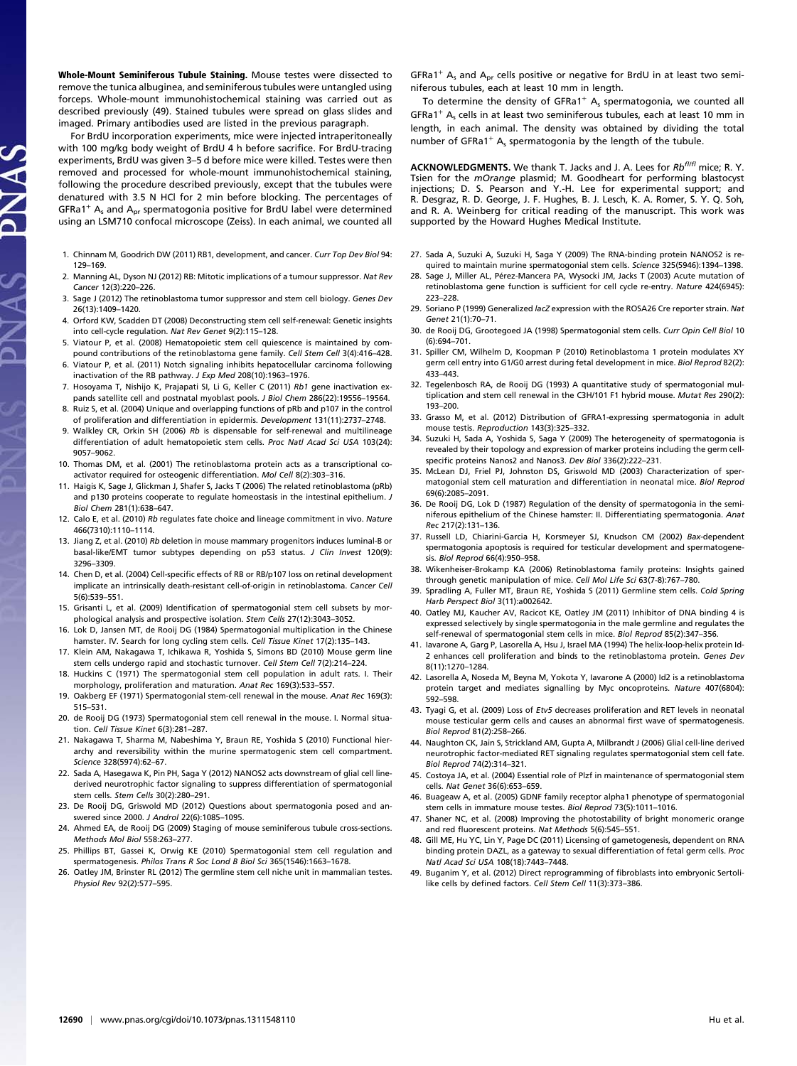**Whole-Mount Seminiferous Tubule Staining.** Mouse testes were dissected to remove the tunica albuginea, and seminiferous tubules were untangled using forceps. Whole-mount immunohistochemical staining was carried out as described previously (49). Stained tubules were spread on glass slides and imaged. Primary antibodies used are listed in the previous paragraph.

For BrdU incorporation experiments, mice were injected intraperitoneally with 100 mg/kg body weight of BrdU 4 h before sacrifice. For BrdU-tracing experiments, BrdU was given 3–5 d before mice were killed. Testes were then removed and processed for whole-mount immunohistochemical staining, following the procedure described previously, except that the tubules were denatured with 3.5 N HCl for 2 min before blocking. The percentages of GFRa1$^{+}$ $A_s$ and $A_{pr}$ spermatogonia positive for BrdU label were determined using an LSM710 confocal microscope (Zeiss). In each animal, we counted all GFRa1$^{+}$ $A_s$ and $A_{pr}$ cells positive or negative for BrdU in at least two seminiferous tubules, each at least 10 mm in length.

To determine the density of GFRa1$^{+}$ $A_s$ spermatogonia, we counted all GFRa1$^{+}$ $A_s$ cells in at least two seminiferous tubules, each at least 10 mm in length, in each animal. The density was obtained by dividing the total number of GFRa1$^{+}$ $A_s$ spermatogonia by the length of the tubule.

**ACKNOWLEDGMENTS.** We thank T. Jacks and J. A. Lees for *Rb*$^{fl/fl}$ mice; R. Y. Tsien for the *mOrange* plasmid; M. Goodheart for performing blastocyst injections; D. S. Pearson and Y.-H. Lee for experimental support; and R. Desgraz, R. D. George, J. F. Hughes, B. J. Lesch, K. A. Romer, S. Y. Q. Soh, and R. A. Weinberg for critical reading of the manuscript. This work was supported by the Howard Hughes Medical Institute.

1. Chinnam M, Goodrich DW (2011) RB1, development, and cancer. *Curr Top Dev Biol* 94: 129–169.
2. Manning AL, Dyson NJ (2012) RB: Mitotic implications of a tumour suppressor. *Nat Rev Cancer* 12(3):220–226.
3. Sage J (2012) The retinoblastoma tumor suppressor and stem cell biology. *Genes Dev* 26(13):1409–1420.
4. Orford KW, Scadden DT (2008) Deconstructing stem cell self-renewal: Genetic insights into cell-cycle regulation. *Nat Rev Genet* 9(2):115–128.
5. Viatour P, et al. (2008) Hematopoietic stem cell quiescence is maintained by compound contributions of the retinoblastoma gene family. *Cell Stem Cell* 3(4):416–428.
6. Viatour P, et al. (2011) Notch signaling inhibits hepatocellular carcinoma following inactivation of the RB pathway. *J Exp Med* 208(10):1963–1976.
7. Hosoyama T, Nishijo K, Prajapati SI, Li G, Keller C (2011) *Rb1* gene inactivation expands satellite cell and postnatal myoblast pools. *J Biol Chem* 286(22):19556–19564.
8. Ruiz S, et al. (2004) Unique and overlapping functions of pRb and p107 in the control of proliferation and differentiation in epidermis. *Development* 131(11):2737–2748.
9. Walkley CR, Orkin SH (2006) *Rb* is dispensable for self-renewal and multilineage differentiation of adult hematopoietic stem cells. *Proc Natl Acad Sci USA* 103(24): 9057–9062.
10. Thomas DM, et al. (2001) The retinoblastoma protein acts as a transcriptional coactivator required for osteogenic differentiation. *Mol Cell* 8(2):303–316.
11. Haigis K, Sage J, Glickman J, Shafer S, Jacks T (2006) The related retinoblastoma (pRb) and p130 proteins cooperate to regulate homeostasis in the intestinal epithelium. *J Biol Chem* 281(1):638–647.
12. Calo E, et al. (2010) *Rb* regulates fate choice and lineage commitment in vivo. *Nature* 466(7310):1110–1114.
13. Jiang Z, et al. (2010) *Rb* deletion in mouse mammary progenitors induces luminal-B or basal-like/EMT tumor subtypes depending on p53 status. *J Clin Invest* 120(9): 3296–3309.
14. Chen D, et al. (2004) Cell-specific effects of RB or RB/p107 loss on retinal development implicate an intrinsically death-resistant cell-of-origin in retinoblastoma. *Cancer Cell* 5(6):539–551.
15. Grisanti L, et al. (2009) Identification of spermatogonial stem cell subsets by morphological analysis and prospective isolation. *Stem Cells* 27(12):3043–3052.
16. Lok D, Jansen MT, de Rooij DG (1984) Spermatogonial multiplication in the Chinese hamster. IV. Search for long cycling stem cells. *Cell Tissue Kinet* 17(2):135–143.
17. Klein AM, Nakagawa T, Ichikawa R, Yoshida S, Simons BD (2010) Mouse germ line stem cells undergo rapid and stochastic turnover. *Cell Stem Cell* 7(2):214–224.
18. Huckins C (1971) The spermatogonial stem cell population in adult rats. I. Their morphology, proliferation and maturation. *Anat Rec* 169(3):533–557.
19. Oakberg EF (1971) Spermatogonial stem-cell renewal in the mouse. *Anat Rec* 169(3): 515–531.
20. de Rooij DG (1973) Spermatogonial stem cell renewal in the mouse. I. Normal situation. *Cell Tissue Kinet* 6(3):281–287.
21. Nakagawa T, Sharma M, Nabeshima Y, Braun RE, Yoshida S (2010) Functional hierarchy and reversibility within the murine spermatogenic stem cell compartment. *Science* 328(5974):62–67.
22. Sada A, Hasegawa K, Pin PH, Saga Y (2012) NANOS2 acts downstream of glial cell line-derived neurotrophic factor signaling to suppress differentiation of spermatogonial stem cells. *Stem Cells* 30(2):280–291.
23. De Rooij DG, Griswold MD (2012) Questions about spermatogonia posed and answered since 2000. *J Androl* 33(6):1085–1095.
24. Ahmed EA, de Rooij DG (2009) Staging of mouse seminiferous tubule cross-sections. *Methods Mol Biol* 558:263–277.
25. Phillips BT, Gassei K, Orwig KE (2010) Spermatogonial stem cell regulation and spermatogenesis. *Philos Trans R Soc Lond B Biol Sci* 365(1546):1663–1678.
26. Oatley JM, Brinster RL (2012) The germline stem cell niche unit in mammalian testes. *Physiol Rev* 92(2):577–595.
27. Sada A, Suzuki A, Suzuki H, Saga Y (2009) The RNA-binding protein NANOS2 is required to maintain murine spermatogonial stem cells. *Science* 325(5946):1394–1398.
28. Sage J, Miller AL, Pérez-Mancera PA, Wysocki JM, Jacks T (2003) Acute mutation of retinoblastoma gene function is sufficient for cell cycle re-entry. *Nature* 424(6945): 223–228.
29. Soriano P (1999) Generalized *lacZ* expression with the ROSA26 Cre reporter strain. *Nat Genet* 21(1):70–71.
30. de Rooij DG, Grootegoed JA (1998) Spermatogonial stem cells. *Curr Opin Cell Biol* 10 (6):694–701.
31. Spiller CM, Wilhelm D, Koopman P (2010) Retinoblastoma 1 protein modulates XY germ cell entry into G1/G0 arrest during fetal development in mice. *Biol Reprod* 82(2): 433–443.
32. Tegelenbosch RA, de Rooij DG (1993) A quantitative study of spermatogonial multiplication and stem cell renewal in the C3H/101 F1 hybrid mouse. *Mutat Res* 290(2): 193–200.
33. Grasso M, et al. (2012) Distribution of GFRA1-expressing spermatogonia in adult mouse testis. *Reproduction* 143(3):325–332.
34. Suzuki H, Sada A, Yoshida S, Saga Y (2009) The heterogeneity of spermatogonia is revealed by their topology and expression of marker proteins including the germ cell-specific proteins Nanos2 and Nanos3. *Dev Biol* 336(2):222–231.
35. McLean DJ, Friel PJ, Johnston DS, Griswold MD (2003) Characterization of spermatogonial stem cell maturation and differentiation in neonatal mice. *Biol Reprod* 69(6):2085–2091.
36. De Rooij DG, Lok D (1987) Regulation of the density of spermatogonia in the seminiferous epithelium of the Chinese hamster: II. Differentiating spermatogonia. *Anat Rec* 217(2):131–136.
37. Russell LD, Chiarini-Garcia H, Korsmeyer SJ, Knudson CM (2002) *Bax*-dependent spermatogonia apoptosis is required for testicular development and spermatogenesis. *Biol Reprod* 66(4):950–958.
38. Wikenheiser-Brokamp KA (2006) Retinoblastoma family proteins: Insights gained through genetic manipulation of mice. *Cell Mol Life Sci* 63(7-8):767–780.
39. Spradling A, Fuller MT, Braun RE, Yoshida S (2011) Germline stem cells. *Cold Spring Harb Perspect Biol* 3(11):a002642.
40. Oatley MJ, Kaucher AV, Racicot KE, Oatley JM (2011) Inhibitor of DNA binding 4 is expressed selectively by single spermatogonia in the male germline and regulates the self-renewal of spermatogonial stem cells in mice. *Biol Reprod* 85(2):347–356.
41. Iavarone A, Garg P, Lasorella A, Hsu J, Israel MA (1994) The helix-loop-helix protein Id-2 enhances cell proliferation and binds to the retinoblastoma protein. *Genes Dev* 8(11):1270–1284.
42. Lasorella A, Noseda M, Beyna M, Yokota Y, Iavarone A (2000) Id2 is a retinoblastoma protein target and mediates signalling by Myc oncoproteins. *Nature* 407(6804): 592–598.
43. Tyagi G, et al. (2009) Loss of *Etv5* decreases proliferation and RET levels in neonatal mouse testicular germ cells and causes an abnormal first wave of spermatogenesis. *Biol Reprod* 81(2):258–266.
44. Naughton CK, Jain S, Strickland AM, Gupta A, Milbrandt J (2006) Glial cell-line derived neurotrophic factor-mediated RET signaling regulates spermatogonial stem cell fate. *Biol Reprod* 74(2):314–321.
45. Costoya JA, et al. (2004) Essential role of Plzf in maintenance of spermatogonial stem cells. *Nat Genet* 36(6):653–659.
46. Buageaw A, et al. (2005) GDNF family receptor alpha1 phenotype of spermatogonial stem cells in immature mouse testes. *Biol Reprod* 73(5):1011–1016.
47. Shaner NC, et al. (2008) Improving the photostability of bright monomeric orange and red fluorescent proteins. *Nat Methods* 5(6):545–551.
48. Gill ME, Hu YC, Lin Y, Page DC (2011) Licensing of gametogenesis, dependent on RNA binding protein DAZL, as a gateway to sexual differentiation of fetal germ cells. *Proc Natl Acad Sci USA* 108(18):7443–7448.
49. Buganim Y, et al. (2012) Direct reprogramming of fibroblasts into embryonic Sertoli-like cells by defined factors. *Cell Stem Cell* 11(3):373–386.